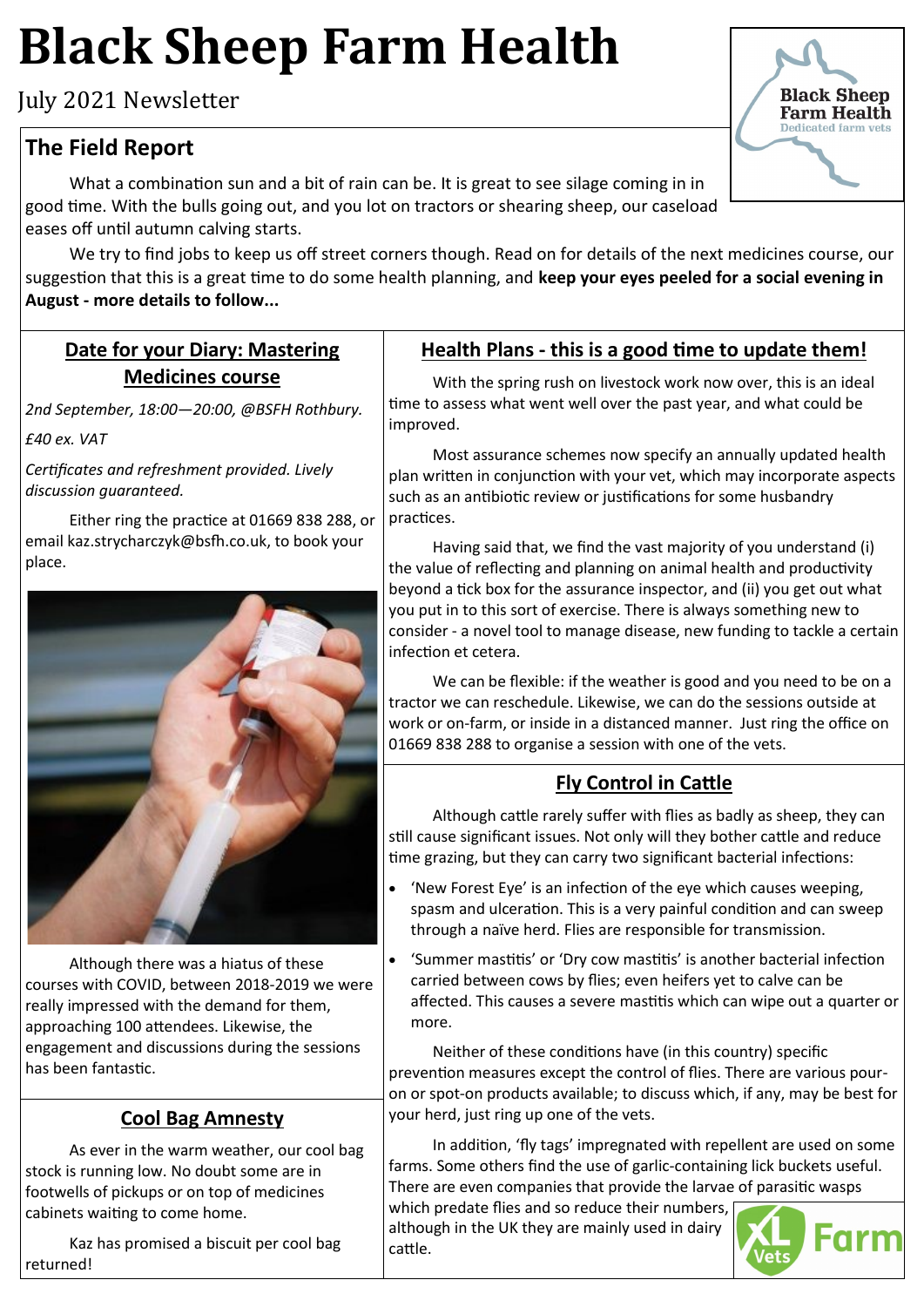# Black Sheep Farm Health

July 2021 Newsletter

## The Field Report

What a combination sun and a bit of rain can be. It is great to see silage coming in in good time. With the bulls going out, and you lot on tractors or shearing sheep, our caseload eases off until autumn calving starts.

We try to find jobs to keep us off street corners though. Read on for details of the next medicines course, our suggestion that this is a great time to do some health planning, and **keep your eyes peeled for a social evening in August - more details to follow...**

## Date for your Diary: Mastering Medicines course

*2nd September, 18:00—20:00, @BSFH Rothbury.*

*£40 ex. VAT*

*Certificates and refreshment provided. Lively discussion guaranteed.*

Either ring the practice at 01669 838 288, or email kaz.strycharczyk@bsfh.co.uk, to book your place.

Although there was a hiatus of these courses with COVID, between 2018-2019 we were really impressed with the demand for them, approaching 100 attendees. Likewise, the engagement and discussions during the sessions has been fantastic.

## Cool Bag Amnesty

As ever in the warm weather, our cool bag stock is running low. No doubt some are in footwells of pickups or on top of medicines cabinets waiting to come home.

Kaz has promised a biscuit per cool bag returned!

## Health Plans - this is a good time to update them!

With the spring rush on livestock work now over, this is an ideal time to assess what went well over the past year, and what could be improved.

Most assurance schemes now specify an annually updated health plan written in conjunction with your vet, which may incorporate aspects such as an antibiotic review or justifications for some husbandry practices.

Having said that, we find the vast majority of you understand (i) the value of reflecting and planning on animal health and productivity beyond a tick box for the assurance inspector, and (ii) you get out what you put in to this sort of exercise. There is always something new to consider - a novel tool to manage disease, new funding to tackle a certain infection et cetera.

We can be flexible: if the weather is good and you need to be on a tractor we can reschedule. Likewise, we can do the sessions outside at work or on-farm, or inside in a distanced manner. Just ring the office on 01669 838 288 to organise a session with one of the vets.

## Fly Control in Cattle

Although cattle rarely suffer with flies as badly as sheep, they can still cause significant issues. Not only will they bother cattle and reduce time grazing, but they can carry two significant bacterial infections:

- 'New Forest Eye' is an infection of the eye which causes weeping, spasm and ulceration. This is a very painful condition and can sweep through a naïve herd. Flies are responsible for transmission.
- 'Summer mastitis' or 'Dry cow mastitis' is another bacterial infection carried between cows by flies; even heifers yet to calve can be affected. This causes a severe mastitis which can wipe out a quarter or more.

Neither of these conditions have (in this country) specific prevention measures except the control of flies. There are various pour-on or spot-on products available; to discuss which, if any, may be best for your herd, just ring up one of the vets.

In addition, 'fly tags' impregnated with repellent are used on some farms. Some others find the use of garlic-containing lick buckets useful. There are even companies that provide the larvae of parasitic wasps which predate flies and so reduce their numbers, although in the UK they are mainly used in dairy cattle.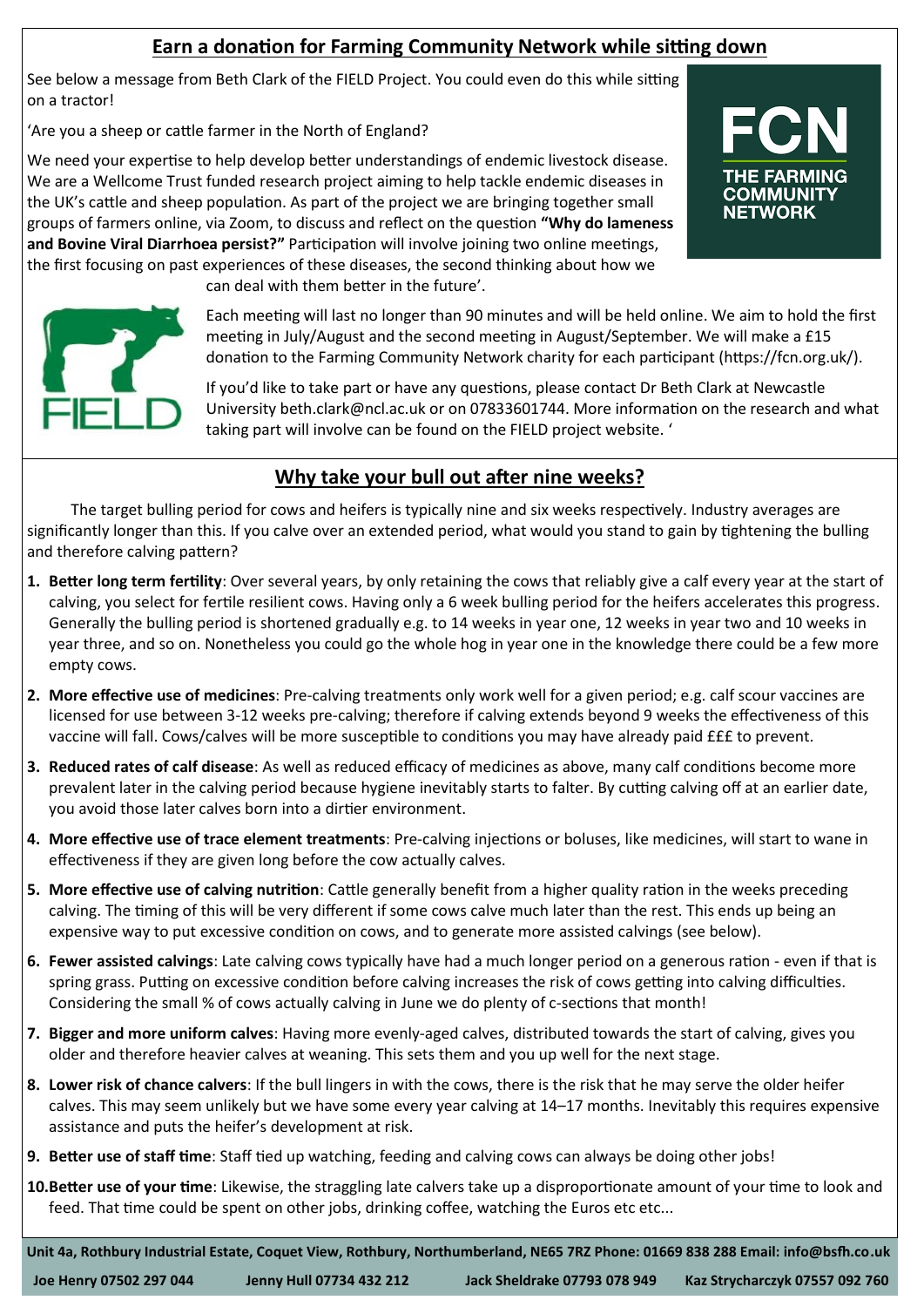## Earn a donation for Farming Community Network while sitting down

See below a message from Beth Clark of the FIELD Project. You could even do this while sitting on a tractor!

'Are you a sheep or cattle farmer in the North of England?

We need your expertise to help develop better understandings of endemic livestock disease. We are a Wellcome Trust funded research project aiming to help tackle endemic diseases in the UK's cattle and sheep population. As part of the project we are bringing together small groups of farmers online, via Zoom, to discuss and reflect on the question **"Why do lameness and Bovine Viral Diarrhoea persist?"** Participation will involve joining two online meetings, the first focusing on past experiences of these diseases, the second thinking about how we can deal with them better in the future'.

FCN THE FARMING COMMUNITY NETWORK

FIELD

Each meeting will last no longer than 90 minutes and will be held online. We aim to hold the first meeting in July/August and the second meeting in August/September. We will make a £15 donation to the Farming Community Network charity for each participant (https://fcn.org.uk/).

If you'd like to take part or have any questions, please contact Dr Beth Clark at Newcastle University beth.clark@ncl.ac.uk or on 07833601744. More information on the research and what taking part will involve can be found on the FIELD project website. '

## Why take your bull out after nine weeks?

The target bulling period for cows and heifers is typically nine and six weeks respectively. Industry averages are significantly longer than this. If you calve over an extended period, what would you stand to gain by tightening the bulling and therefore calving pattern?

1. **Better long term fertility**: Over several years, by only retaining the cows that reliably give a calf every year at the start of calving, you select for fertile resilient cows. Having only a 6 week bulling period for the heifers accelerates this progress. Generally the bulling period is shortened gradually e.g. to 14 weeks in year one, 12 weeks in year two and 10 weeks in year three, and so on. Nonetheless you could go the whole hog in year one in the knowledge there could be a few more empty cows.
2. **More effective use of medicines**: Pre-calving treatments only work well for a given period; e.g. calf scour vaccines are licensed for use between 3-12 weeks pre-calving; therefore if calving extends beyond 9 weeks the effectiveness of this vaccine will fall. Cows/calves will be more susceptible to conditions you may have already paid £££ to prevent.
3. **Reduced rates of calf disease**: As well as reduced efficacy of medicines as above, many calf conditions become more prevalent later in the calving period because hygiene inevitably starts to falter. By cutting calving off at an earlier date, you avoid those later calves born into a dirtier environment.
4. **More effective use of trace element treatments**: Pre-calving injections or boluses, like medicines, will start to wane in effectiveness if they are given long before the cow actually calves.
5. **More effective use of calving nutrition**: Cattle generally benefit from a higher quality ration in the weeks preceding calving. The timing of this will be very different if some cows calve much later than the rest. This ends up being an expensive way to put excessive condition on cows, and to generate more assisted calvings (see below).
6. **Fewer assisted calvings**: Late calving cows typically have had a much longer period on a generous ration - even if that is spring grass. Putting on excessive condition before calving increases the risk of cows getting into calving difficulties. Considering the small % of cows actually calving in June we do plenty of c-sections that month!
7. **Bigger and more uniform calves**: Having more evenly-aged calves, distributed towards the start of calving, gives you older and therefore heavier calves at weaning. This sets them and you up well for the next stage.
8. **Lower risk of chance calvers**: If the bull lingers in with the cows, there is the risk that he may serve the older heifer calves. This may seem unlikely but we have some every year calving at 14–17 months. Inevitably this requires expensive assistance and puts the heifer's development at risk.
9. **Better use of staff time**: Staff tied up watching, feeding and calving cows can always be doing other jobs!
10. **Better use of your time**: Likewise, the straggling late calvers take up a disproportionate amount of your time to look and feed. That time could be spent on other jobs, drinking coffee, watching the Euros etc etc...

**Unit 4a, Rothbury Industrial Estate, Coquet View, Rothbury, Northumberland, NE65 7RZ Phone: 01669 838 288 Email: info@bsfh.co.uk**

**Joe Henry 07502 297 044 Jenny Hull 07734 432 212 Jack Sheldrake 07793 078 949 Kaz Strycharczyk 07557 092 760**